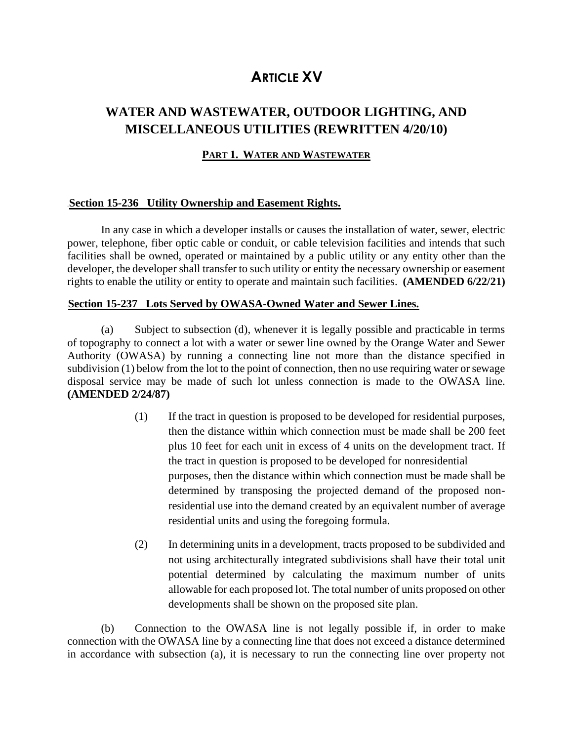# ARTICLE XV

## WATER AND WASTEWATER, OUTDOOR LIGHTING, AND MISCELLANEOUS UTILITIES (REWRITTEN 4/20/10)

### PART 1. WATER AND WASTEWATER

**Section 15-236 Utility Ownership and Easement Rights.**

In any case in which a developer installs or causes the installation of water, sewer, electric power, telephone, fiber optic cable or conduit, or cable television facilities and intends that such facilities shall be owned, operated or maintained by a public utility or any entity other than the developer, the developer shall transfer to such utility or entity the necessary ownership or easement rights to enable the utility or entity to operate and maintain such facilities. **(AMENDED 6/22/21)**

**Section 15-237 Lots Served by OWASA-Owned Water and Sewer Lines.**

(a) Subject to subsection (d), whenever it is legally possible and practicable in terms of topography to connect a lot with a water or sewer line owned by the Orange Water and Sewer Authority (OWASA) by running a connecting line not more than the distance specified in subdivision (1) below from the lot to the point of connection, then no use requiring water or sewage disposal service may be made of such lot unless connection is made to the OWASA line. **(AMENDED 2/24/87)**

(1) If the tract in question is proposed to be developed for residential purposes, then the distance within which connection must be made shall be 200 feet plus 10 feet for each unit in excess of 4 units on the development tract. If the tract in question is proposed to be developed for nonresidential purposes, then the distance within which connection must be made shall be determined by transposing the projected demand of the proposed non-residential use into the demand created by an equivalent number of average residential units and using the foregoing formula.

(2) In determining units in a development, tracts proposed to be subdivided and not using architecturally integrated subdivisions shall have their total unit potential determined by calculating the maximum number of units allowable for each proposed lot. The total number of units proposed on other developments shall be shown on the proposed site plan.

(b) Connection to the OWASA line is not legally possible if, in order to make connection with the OWASA line by a connecting line that does not exceed a distance determined in accordance with subsection (a), it is necessary to run the connecting line over property not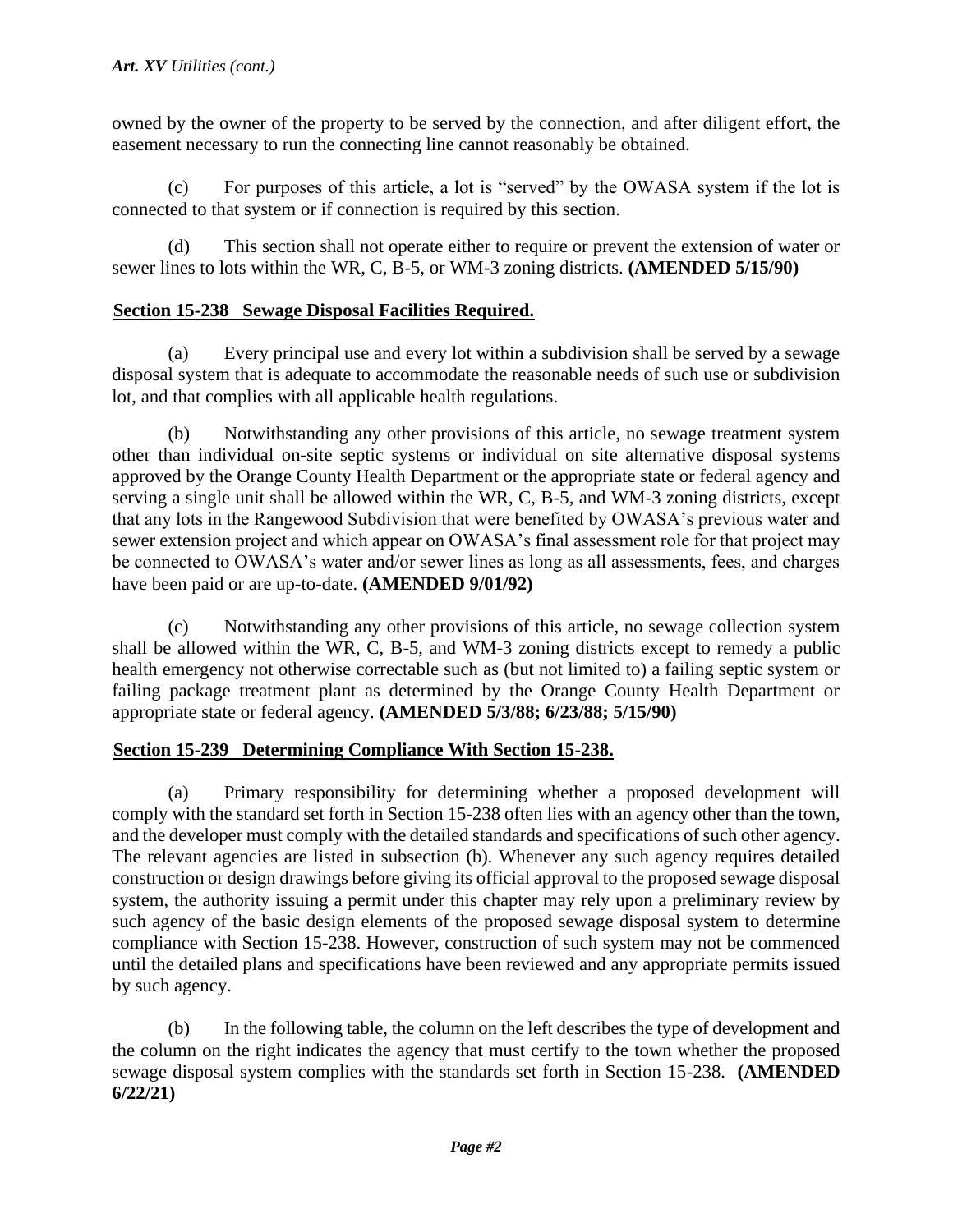owned by the owner of the property to be served by the connection, and after diligent effort, the easement necessary to run the connecting line cannot reasonably be obtained.

(c) For purposes of this article, a lot is "served" by the OWASA system if the lot is connected to that system or if connection is required by this section.

(d) This section shall not operate either to require or prevent the extension of water or sewer lines to lots within the WR, C, B-5, or WM-3 zoning districts. **(AMENDED 5/15/90)**

## Section 15-238 Sewage Disposal Facilities Required.

(a) Every principal use and every lot within a subdivision shall be served by a sewage disposal system that is adequate to accommodate the reasonable needs of such use or subdivision lot, and that complies with all applicable health regulations.

(b) Notwithstanding any other provisions of this article, no sewage treatment system other than individual on-site septic systems or individual on site alternative disposal systems approved by the Orange County Health Department or the appropriate state or federal agency and serving a single unit shall be allowed within the WR, C, B-5, and WM-3 zoning districts, except that any lots in the Rangewood Subdivision that were benefited by OWASA's previous water and sewer extension project and which appear on OWASA's final assessment role for that project may be connected to OWASA's water and/or sewer lines as long as all assessments, fees, and charges have been paid or are up-to-date. **(AMENDED 9/01/92)**

(c) Notwithstanding any other provisions of this article, no sewage collection system shall be allowed within the WR, C, B-5, and WM-3 zoning districts except to remedy a public health emergency not otherwise correctable such as (but not limited to) a failing septic system or failing package treatment plant as determined by the Orange County Health Department or appropriate state or federal agency. **(AMENDED 5/3/88; 6/23/88; 5/15/90)**

## Section 15-239 Determining Compliance With Section 15-238.

(a) Primary responsibility for determining whether a proposed development will comply with the standard set forth in Section 15-238 often lies with an agency other than the town, and the developer must comply with the detailed standards and specifications of such other agency. The relevant agencies are listed in subsection (b). Whenever any such agency requires detailed construction or design drawings before giving its official approval to the proposed sewage disposal system, the authority issuing a permit under this chapter may rely upon a preliminary review by such agency of the basic design elements of the proposed sewage disposal system to determine compliance with Section 15-238. However, construction of such system may not be commenced until the detailed plans and specifications have been reviewed and any appropriate permits issued by such agency.

(b) In the following table, the column on the left describes the type of development and the column on the right indicates the agency that must certify to the town whether the proposed sewage disposal system complies with the standards set forth in Section 15-238. **(AMENDED 6/22/21)**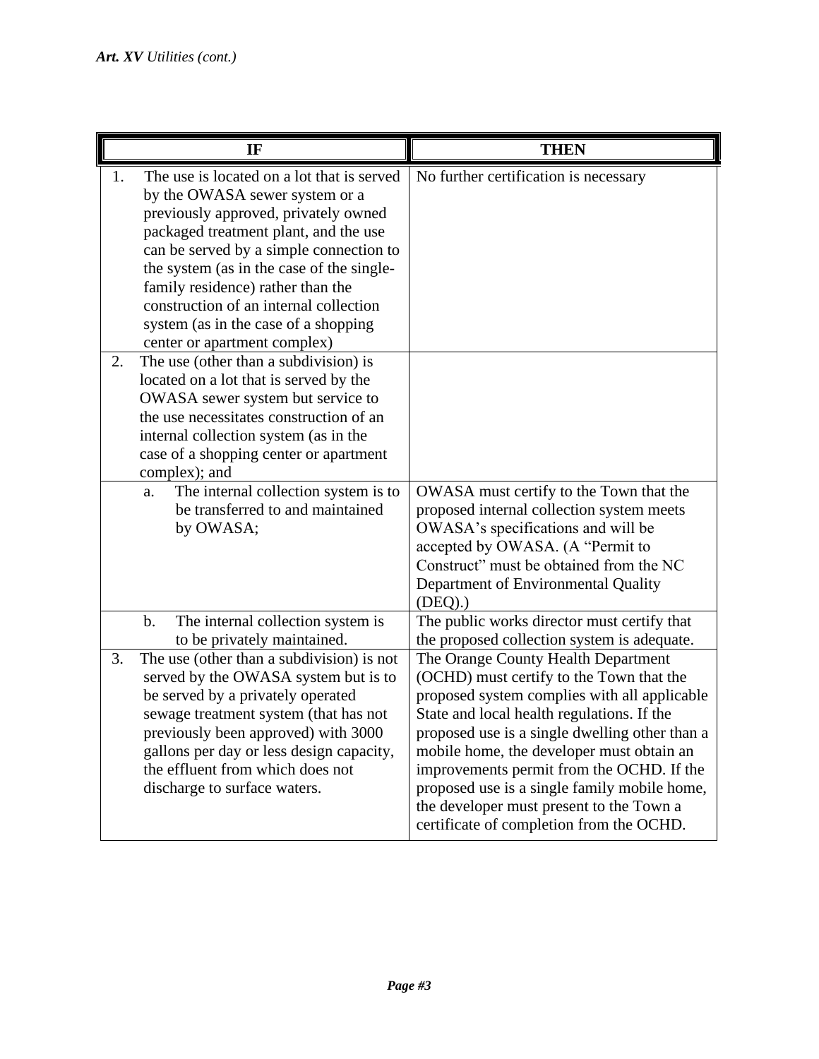| IF | THEN |
| --- | --- |
| 1. The use is located on a lot that is served by the OWASA sewer system or a previously approved, privately owned packaged treatment plant, and the use can be served by a simple connection to the system (as in the case of the single-family residence) rather than the construction of an internal collection system (as in the case of a shopping center or apartment complex) | No further certification is necessary |
| 2. The use (other than a subdivision) is located on a lot that is served by the OWASA sewer system but service to the use necessitates construction of an internal collection system (as in the case of a shopping center or apartment complex); and | |
| a. The internal collection system is to be transferred to and maintained by OWASA; | OWASA must certify to the Town that the proposed internal collection system meets OWASA's specifications and will be accepted by OWASA. (A "Permit to Construct" must be obtained from the NC Department of Environmental Quality (DEQ).) |
| b. The internal collection system is to be privately maintained. | The public works director must certify that the proposed collection system is adequate. |
| 3. The use (other than a subdivision) is not served by the OWASA system but is to be served by a privately operated sewage treatment system (that has not previously been approved) with 3000 gallons per day or less design capacity, the effluent from which does not discharge to surface waters. | The Orange County Health Department (OCHD) must certify to the Town that the proposed system complies with all applicable State and local health regulations. If the proposed use is a single dwelling other than a mobile home, the developer must obtain an improvements permit from the OCHD. If the proposed use is a single family mobile home, the developer must present to the Town a certificate of completion from the OCHD. |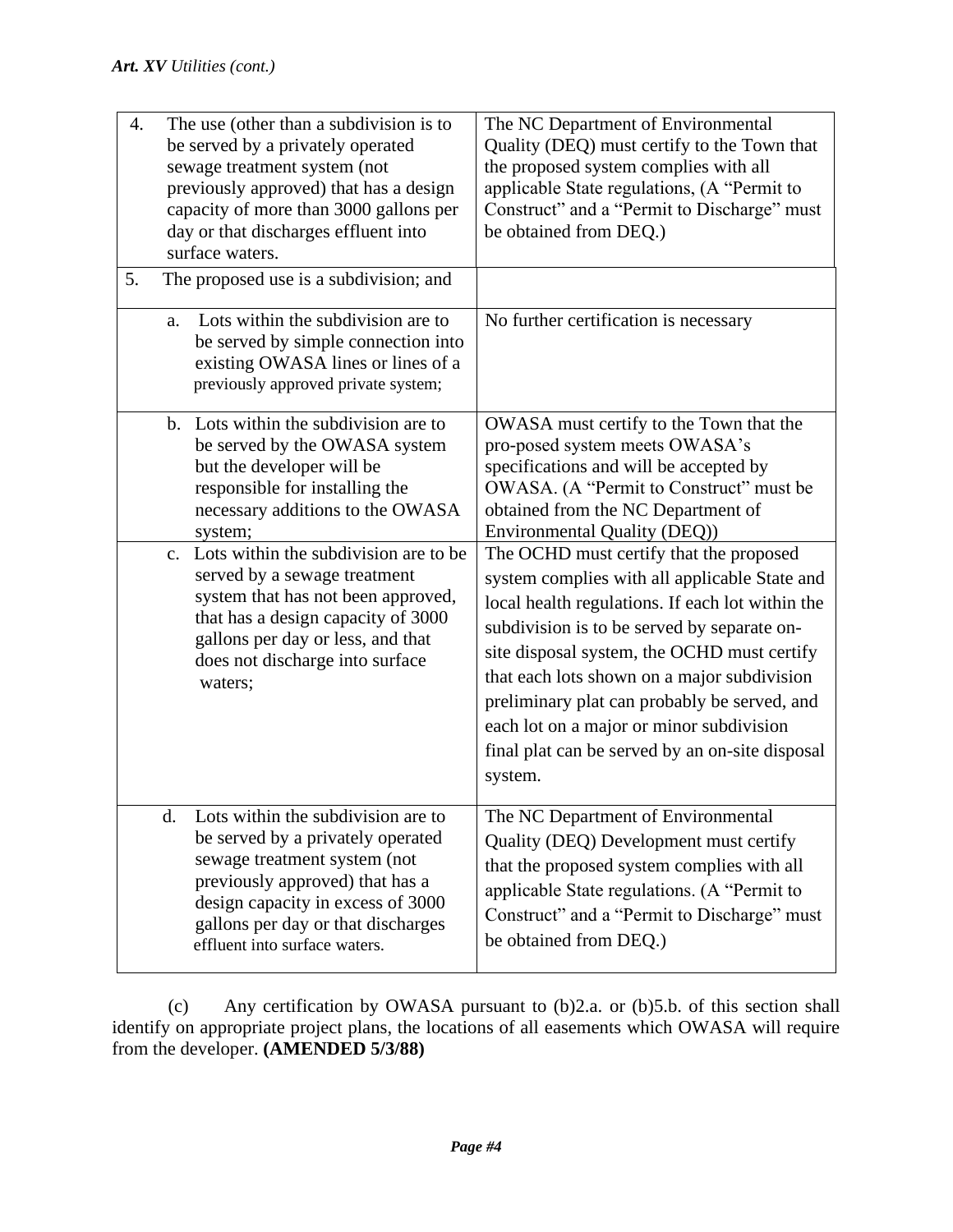| | |
|---|---|
| 4. The use (other than a subdivision is to be served by a privately operated sewage treatment system (not previously approved) that has a design capacity of more than 3000 gallons per day or that discharges effluent into surface waters. | The NC Department of Environmental Quality (DEQ) must certify to the Town that the proposed system complies with all applicable State regulations, (A "Permit to Construct" and a "Permit to Discharge" must be obtained from DEQ.) |
| 5. The proposed use is a subdivision; and | |
| a. Lots within the subdivision are to be served by simple connection into existing OWASA lines or lines of a previously approved private system; | No further certification is necessary |
| b. Lots within the subdivision are to be served by the OWASA system but the developer will be responsible for installing the necessary additions to the OWASA system; | OWASA must certify to the Town that the pro-posed system meets OWASA's specifications and will be accepted by OWASA. (A "Permit to Construct" must be obtained from the NC Department of Environmental Quality (DEQ)) |
| c. Lots within the subdivision are to be served by a sewage treatment system that has not been approved, that has a design capacity of 3000 gallons per day or less, and that does not discharge into surface waters; | The OCHD must certify that the proposed system complies with all applicable State and local health regulations. If each lot within the subdivision is to be served by separate on-site disposal system, the OCHD must certify that each lots shown on a major subdivision preliminary plat can probably be served, and each lot on a major or minor subdivision final plat can be served by an on-site disposal system. |
| d. Lots within the subdivision are to be served by a privately operated sewage treatment system (not previously approved) that has a design capacity in excess of 3000 gallons per day or that discharges effluent into surface waters. | The NC Department of Environmental Quality (DEQ) Development must certify that the proposed system complies with all applicable State regulations. (A "Permit to Construct" and a "Permit to Discharge" must be obtained from DEQ.) |

(c) Any certification by OWASA pursuant to (b)2.a. or (b)5.b. of this section shall identify on appropriate project plans, the locations of all easements which OWASA will require from the developer. **(AMENDED 5/3/88)**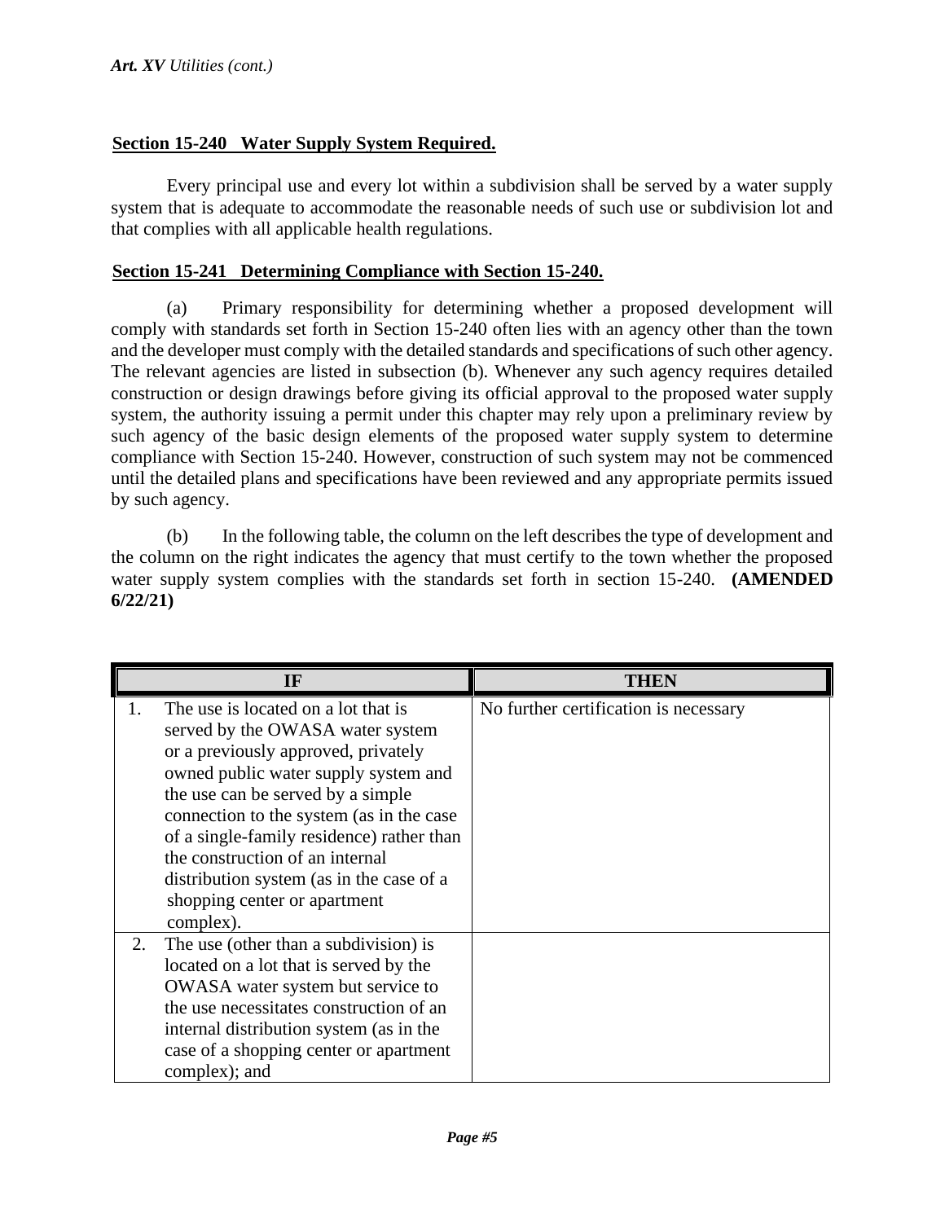## Section 15-240 Water Supply System Required.

Every principal use and every lot within a subdivision shall be served by a water supply system that is adequate to accommodate the reasonable needs of such use or subdivision lot and that complies with all applicable health regulations.

## Section 15-241 Determining Compliance with Section 15-240.

(a) Primary responsibility for determining whether a proposed development will comply with standards set forth in Section 15-240 often lies with an agency other than the town and the developer must comply with the detailed standards and specifications of such other agency. The relevant agencies are listed in subsection (b). Whenever any such agency requires detailed construction or design drawings before giving its official approval to the proposed water supply system, the authority issuing a permit under this chapter may rely upon a preliminary review by such agency of the basic design elements of the proposed water supply system to determine compliance with Section 15-240. However, construction of such system may not be commenced until the detailed plans and specifications have been reviewed and any appropriate permits issued by such agency.

(b) In the following table, the column on the left describes the type of development and the column on the right indicates the agency that must certify to the town whether the proposed water supply system complies with the standards set forth in section 15-240. **(AMENDED 6/22/21)**

| IF | THEN |
|---|---|
| 1. The use is located on a lot that is served by the OWASA water system or a previously approved, privately owned public water supply system and the use can be served by a simple connection to the system (as in the case of a single-family residence) rather than the construction of an internal distribution system (as in the case of a shopping center or apartment complex). | No further certification is necessary |
| 2. The use (other than a subdivision) is located on a lot that is served by the OWASA water system but service to the use necessitates construction of an internal distribution system (as in the case of a shopping center or apartment complex); and | |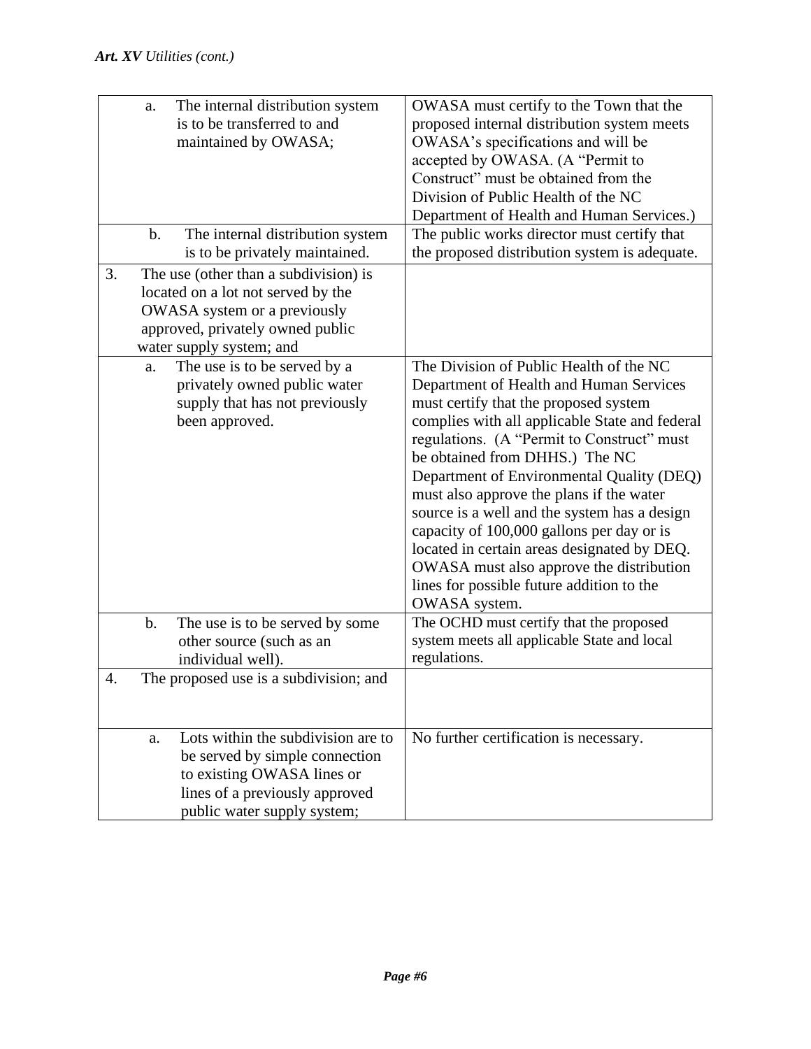| | |
|---|---|
| a. The internal distribution system is to be transferred to and maintained by OWASA; | OWASA must certify to the Town that the proposed internal distribution system meets OWASA's specifications and will be accepted by OWASA. (A "Permit to Construct" must be obtained from the Division of Public Health of the NC Department of Health and Human Services.) |
| b. The internal distribution system is to be privately maintained. | The public works director must certify that the proposed distribution system is adequate. |
| 3. The use (other than a subdivision) is located on a lot not served by the OWASA system or a previously approved, privately owned public water supply system; and | |
| a. The use is to be served by a privately owned public water supply that has not previously been approved. | The Division of Public Health of the NC Department of Health and Human Services must certify that the proposed system complies with all applicable State and federal regulations. (A "Permit to Construct" must be obtained from DHHS.) The NC Department of Environmental Quality (DEQ) must also approve the plans if the water source is a well and the system has a design capacity of 100,000 gallons per day or is located in certain areas designated by DEQ. OWASA must also approve the distribution lines for possible future addition to the OWASA system. |
| b. The use is to be served by some other source (such as an individual well). | The OCHD must certify that the proposed system meets all applicable State and local regulations. |
| 4. The proposed use is a subdivision; and | |
| a. Lots within the subdivision are to be served by simple connection to existing OWASA lines or lines of a previously approved public water supply system; | No further certification is necessary. |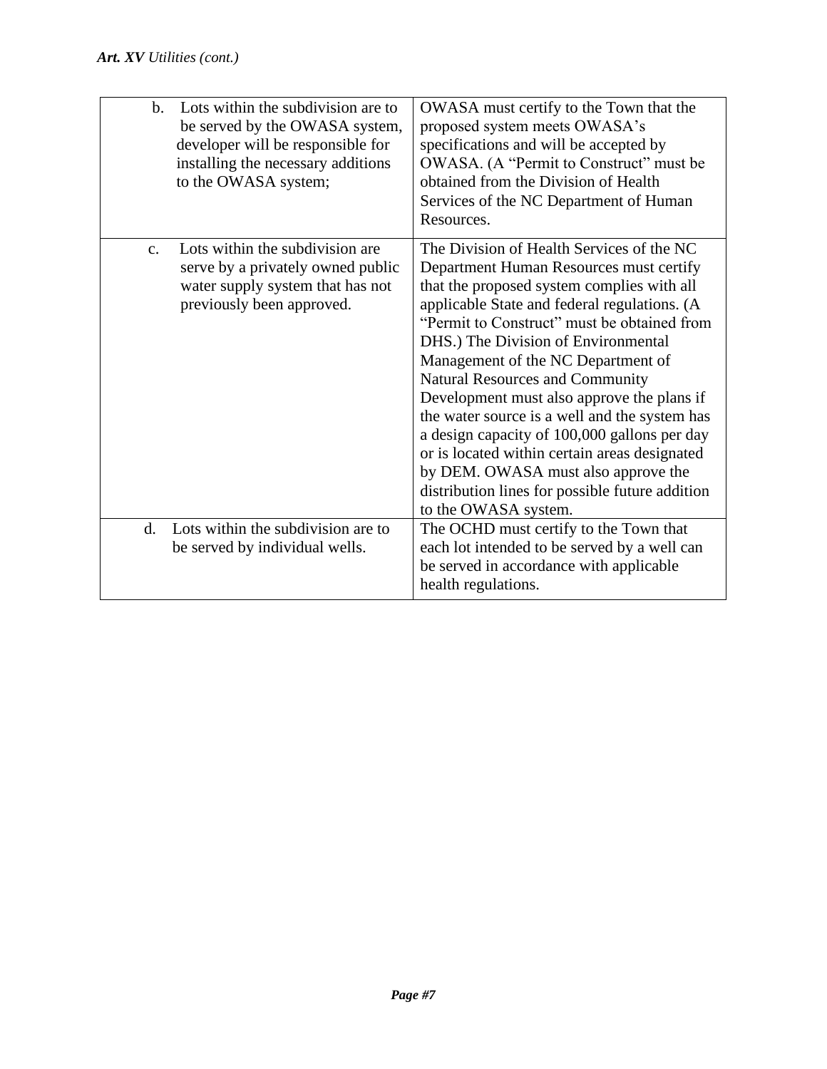| | |
|---|---|
| b. Lots within the subdivision are to be served by the OWASA system, developer will be responsible for installing the necessary additions to the OWASA system; | OWASA must certify to the Town that the proposed system meets OWASA's specifications and will be accepted by OWASA. (A "Permit to Construct" must be obtained from the Division of Health Services of the NC Department of Human Resources. |
| c. Lots within the subdivision are serve by a privately owned public water supply system that has not previously been approved. | The Division of Health Services of the NC Department Human Resources must certify that the proposed system complies with all applicable State and federal regulations. (A "Permit to Construct" must be obtained from DHS.) The Division of Environmental Management of the NC Department of Natural Resources and Community Development must also approve the plans if the water source is a well and the system has a design capacity of 100,000 gallons per day or is located within certain areas designated by DEM. OWASA must also approve the distribution lines for possible future addition to the OWASA system. |
| d. Lots within the subdivision are to be served by individual wells. | The OCHD must certify to the Town that each lot intended to be served by a well can be served in accordance with applicable health regulations. |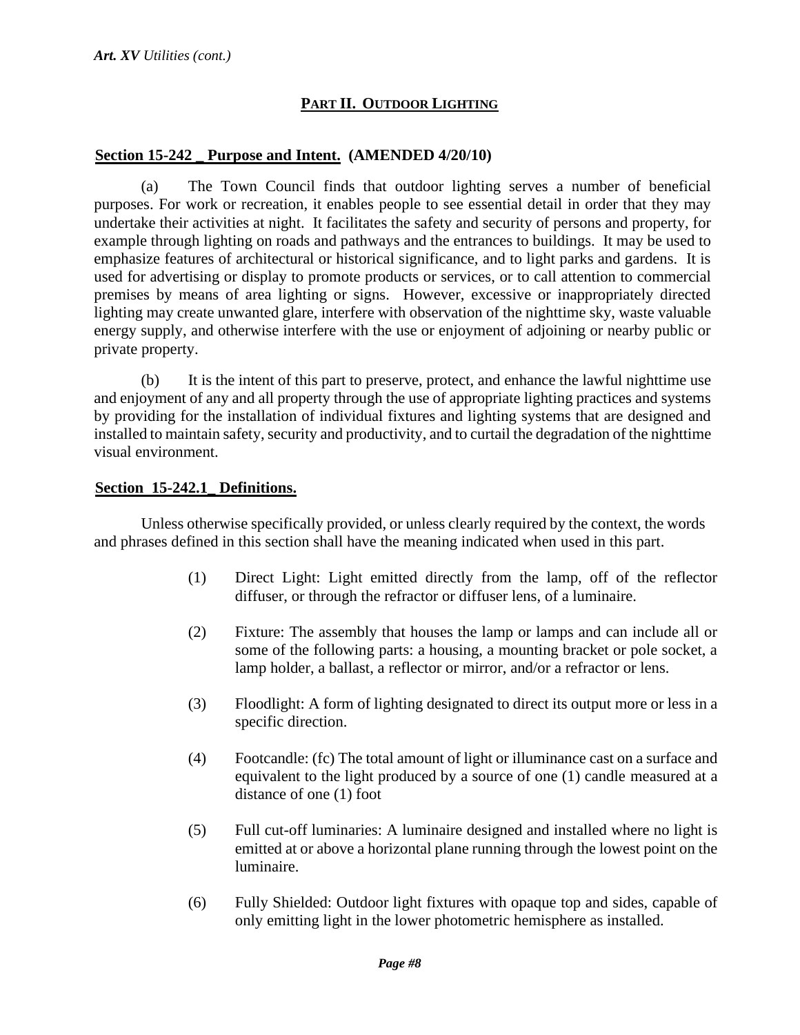## PART II. OUTDOOR LIGHTING

### Section 15-242 _ Purpose and Intent. (AMENDED 4/20/10)

(a) The Town Council finds that outdoor lighting serves a number of beneficial purposes. For work or recreation, it enables people to see essential detail in order that they may undertake their activities at night. It facilitates the safety and security of persons and property, for example through lighting on roads and pathways and the entrances to buildings. It may be used to emphasize features of architectural or historical significance, and to light parks and gardens. It is used for advertising or display to promote products or services, or to call attention to commercial premises by means of area lighting or signs. However, excessive or inappropriately directed lighting may create unwanted glare, interfere with observation of the nighttime sky, waste valuable energy supply, and otherwise interfere with the use or enjoyment of adjoining or nearby public or private property.

(b) It is the intent of this part to preserve, protect, and enhance the lawful nighttime use and enjoyment of any and all property through the use of appropriate lighting practices and systems by providing for the installation of individual fixtures and lighting systems that are designed and installed to maintain safety, security and productivity, and to curtail the degradation of the nighttime visual environment.

### Section 15-242.1_ Definitions.

Unless otherwise specifically provided, or unless clearly required by the context, the words and phrases defined in this section shall have the meaning indicated when used in this part.

(1) Direct Light: Light emitted directly from the lamp, off of the reflector diffuser, or through the refractor or diffuser lens, of a luminaire.

(2) Fixture: The assembly that houses the lamp or lamps and can include all or some of the following parts: a housing, a mounting bracket or pole socket, a lamp holder, a ballast, a reflector or mirror, and/or a refractor or lens.

(3) Floodlight: A form of lighting designated to direct its output more or less in a specific direction.

(4) Footcandle: (fc) The total amount of light or illuminance cast on a surface and equivalent to the light produced by a source of one (1) candle measured at a distance of one (1) foot

(5) Full cut-off luminaries: A luminaire designed and installed where no light is emitted at or above a horizontal plane running through the lowest point on the luminaire.

(6) Fully Shielded: Outdoor light fixtures with opaque top and sides, capable of only emitting light in the lower photometric hemisphere as installed.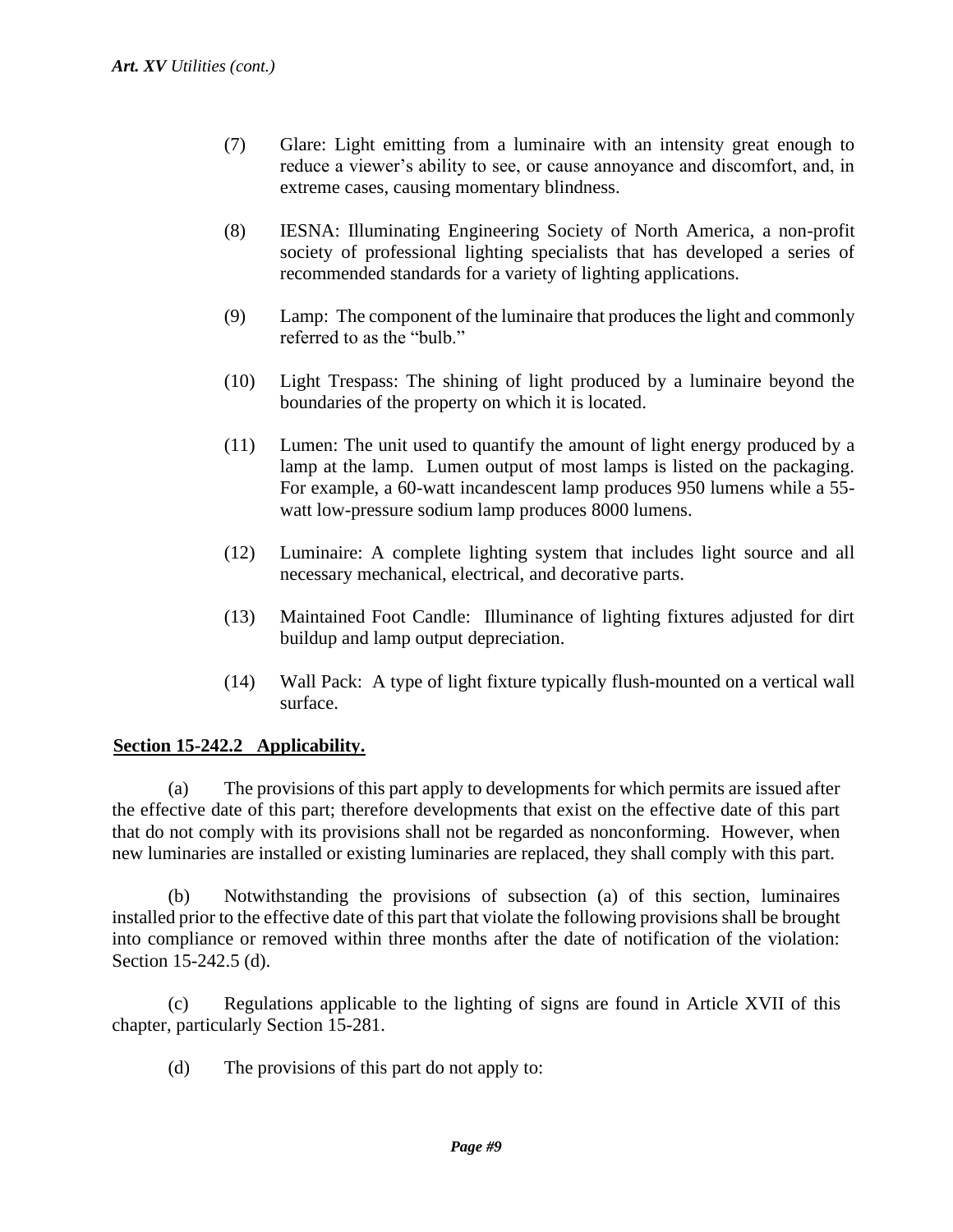(7) Glare: Light emitting from a luminaire with an intensity great enough to reduce a viewer's ability to see, or cause annoyance and discomfort, and, in extreme cases, causing momentary blindness.

(8) IESNA: Illuminating Engineering Society of North America, a non-profit society of professional lighting specialists that has developed a series of recommended standards for a variety of lighting applications.

(9) Lamp: The component of the luminaire that produces the light and commonly referred to as the "bulb."

(10) Light Trespass: The shining of light produced by a luminaire beyond the boundaries of the property on which it is located.

(11) Lumen: The unit used to quantify the amount of light energy produced by a lamp at the lamp. Lumen output of most lamps is listed on the packaging. For example, a 60-watt incandescent lamp produces 950 lumens while a 55-watt low-pressure sodium lamp produces 8000 lumens.

(12) Luminaire: A complete lighting system that includes light source and all necessary mechanical, electrical, and decorative parts.

(13) Maintained Foot Candle: Illuminance of lighting fixtures adjusted for dirt buildup and lamp output depreciation.

(14) Wall Pack: A type of light fixture typically flush-mounted on a vertical wall surface.

**Section 15-242.2 Applicability.**

(a) The provisions of this part apply to developments for which permits are issued after the effective date of this part; therefore developments that exist on the effective date of this part that do not comply with its provisions shall not be regarded as nonconforming. However, when new luminaries are installed or existing luminaries are replaced, they shall comply with this part.

(b) Notwithstanding the provisions of subsection (a) of this section, luminaires installed prior to the effective date of this part that violate the following provisions shall be brought into compliance or removed within three months after the date of notification of the violation: Section 15-242.5 (d).

(c) Regulations applicable to the lighting of signs are found in Article XVII of this chapter, particularly Section 15-281.

(d) The provisions of this part do not apply to: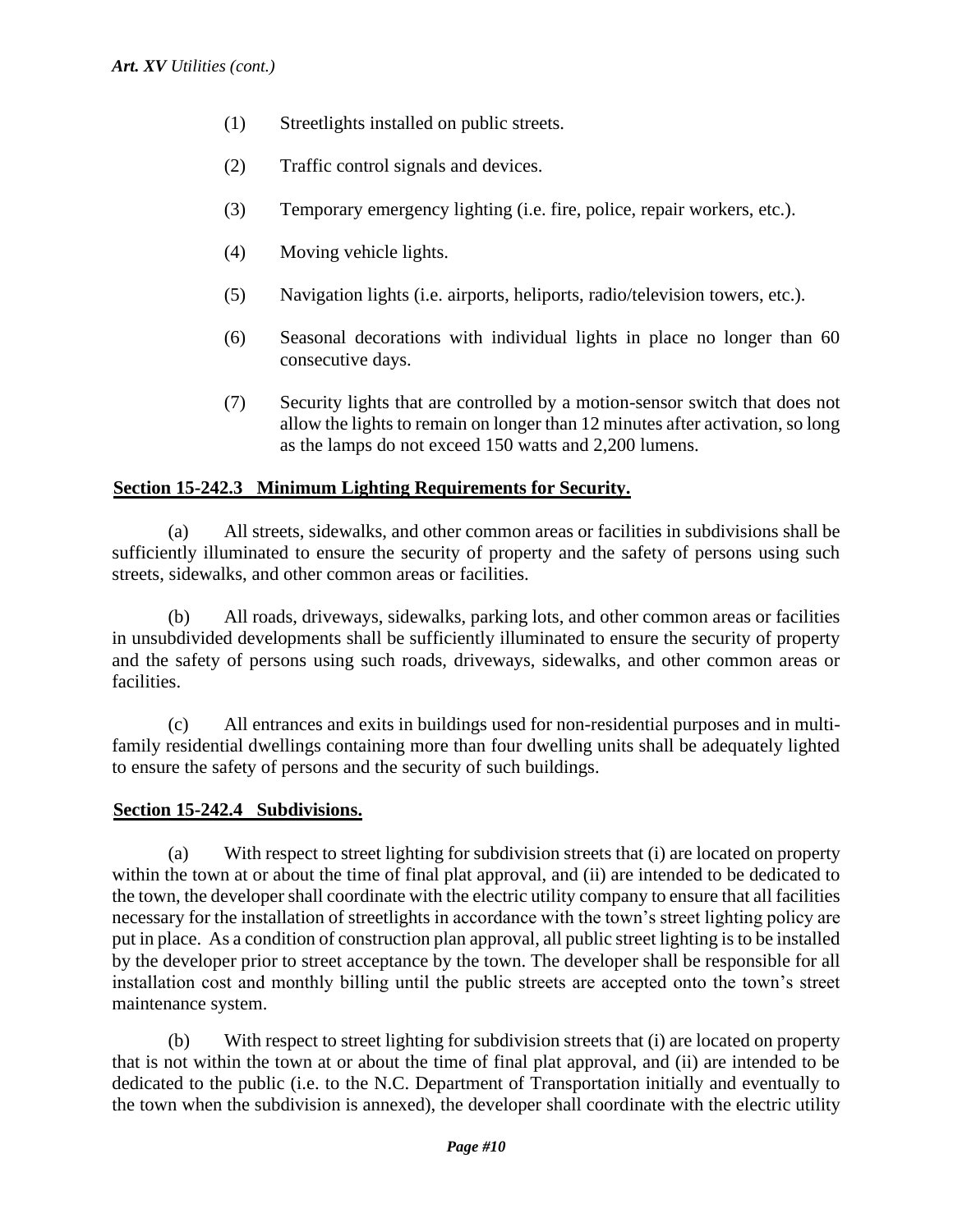(1) Streetlights installed on public streets.

(2) Traffic control signals and devices.

(3) Temporary emergency lighting (i.e. fire, police, repair workers, etc.).

(4) Moving vehicle lights.

(5) Navigation lights (i.e. airports, heliports, radio/television towers, etc.).

(6) Seasonal decorations with individual lights in place no longer than 60 consecutive days.

(7) Security lights that are controlled by a motion-sensor switch that does not allow the lights to remain on longer than 12 minutes after activation, so long as the lamps do not exceed 150 watts and 2,200 lumens.

## Section 15-242.3 Minimum Lighting Requirements for Security.

(a) All streets, sidewalks, and other common areas or facilities in subdivisions shall be sufficiently illuminated to ensure the security of property and the safety of persons using such streets, sidewalks, and other common areas or facilities.

(b) All roads, driveways, sidewalks, parking lots, and other common areas or facilities in unsubdivided developments shall be sufficiently illuminated to ensure the security of property and the safety of persons using such roads, driveways, sidewalks, and other common areas or facilities.

(c) All entrances and exits in buildings used for non-residential purposes and in multi-family residential dwellings containing more than four dwelling units shall be adequately lighted to ensure the safety of persons and the security of such buildings.

## Section 15-242.4 Subdivisions.

(a) With respect to street lighting for subdivision streets that (i) are located on property within the town at or about the time of final plat approval, and (ii) are intended to be dedicated to the town, the developer shall coordinate with the electric utility company to ensure that all facilities necessary for the installation of streetlights in accordance with the town's street lighting policy are put in place. As a condition of construction plan approval, all public street lighting is to be installed by the developer prior to street acceptance by the town. The developer shall be responsible for all installation cost and monthly billing until the public streets are accepted onto the town's street maintenance system.

(b) With respect to street lighting for subdivision streets that (i) are located on property that is not within the town at or about the time of final plat approval, and (ii) are intended to be dedicated to the public (i.e. to the N.C. Department of Transportation initially and eventually to the town when the subdivision is annexed), the developer shall coordinate with the electric utility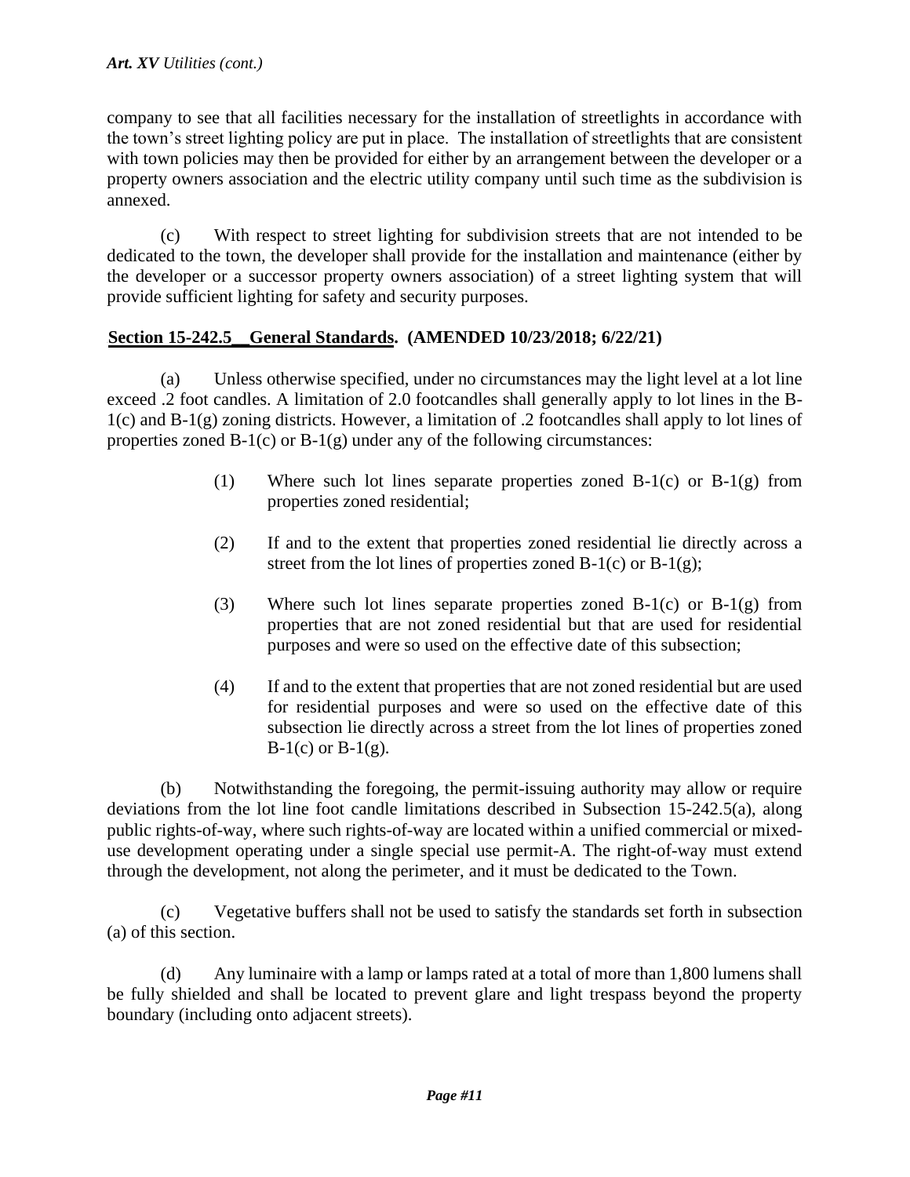company to see that all facilities necessary for the installation of streetlights in accordance with the town's street lighting policy are put in place. The installation of streetlights that are consistent with town policies may then be provided for either by an arrangement between the developer or a property owners association and the electric utility company until such time as the subdivision is annexed.

(c) With respect to street lighting for subdivision streets that are not intended to be dedicated to the town, the developer shall provide for the installation and maintenance (either by the developer or a successor property owners association) of a street lighting system that will provide sufficient lighting for safety and security purposes.

## Section 15-242.5 General Standards. (AMENDED 10/23/2018; 6/22/21)

(a) Unless otherwise specified, under no circumstances may the light level at a lot line exceed .2 foot candles. A limitation of 2.0 footcandles shall generally apply to lot lines in the B-1(c) and B-1(g) zoning districts. However, a limitation of .2 footcandles shall apply to lot lines of properties zoned B-1(c) or B-1(g) under any of the following circumstances:

> (1) Where such lot lines separate properties zoned B-1(c) or B-1(g) from properties zoned residential;
>
> (2) If and to the extent that properties zoned residential lie directly across a street from the lot lines of properties zoned B-1(c) or B-1(g);
>
> (3) Where such lot lines separate properties zoned B-1(c) or B-1(g) from properties that are not zoned residential but that are used for residential purposes and were so used on the effective date of this subsection;
>
> (4) If and to the extent that properties that are not zoned residential but are used for residential purposes and were so used on the effective date of this subsection lie directly across a street from the lot lines of properties zoned B-1(c) or B-1(g).

(b) Notwithstanding the foregoing, the permit-issuing authority may allow or require deviations from the lot line foot candle limitations described in Subsection 15-242.5(a), along public rights-of-way, where such rights-of-way are located within a unified commercial or mixed-use development operating under a single special use permit-A. The right-of-way must extend through the development, not along the perimeter, and it must be dedicated to the Town.

(c) Vegetative buffers shall not be used to satisfy the standards set forth in subsection (a) of this section.

(d) Any luminaire with a lamp or lamps rated at a total of more than 1,800 lumens shall be fully shielded and shall be located to prevent glare and light trespass beyond the property boundary (including onto adjacent streets).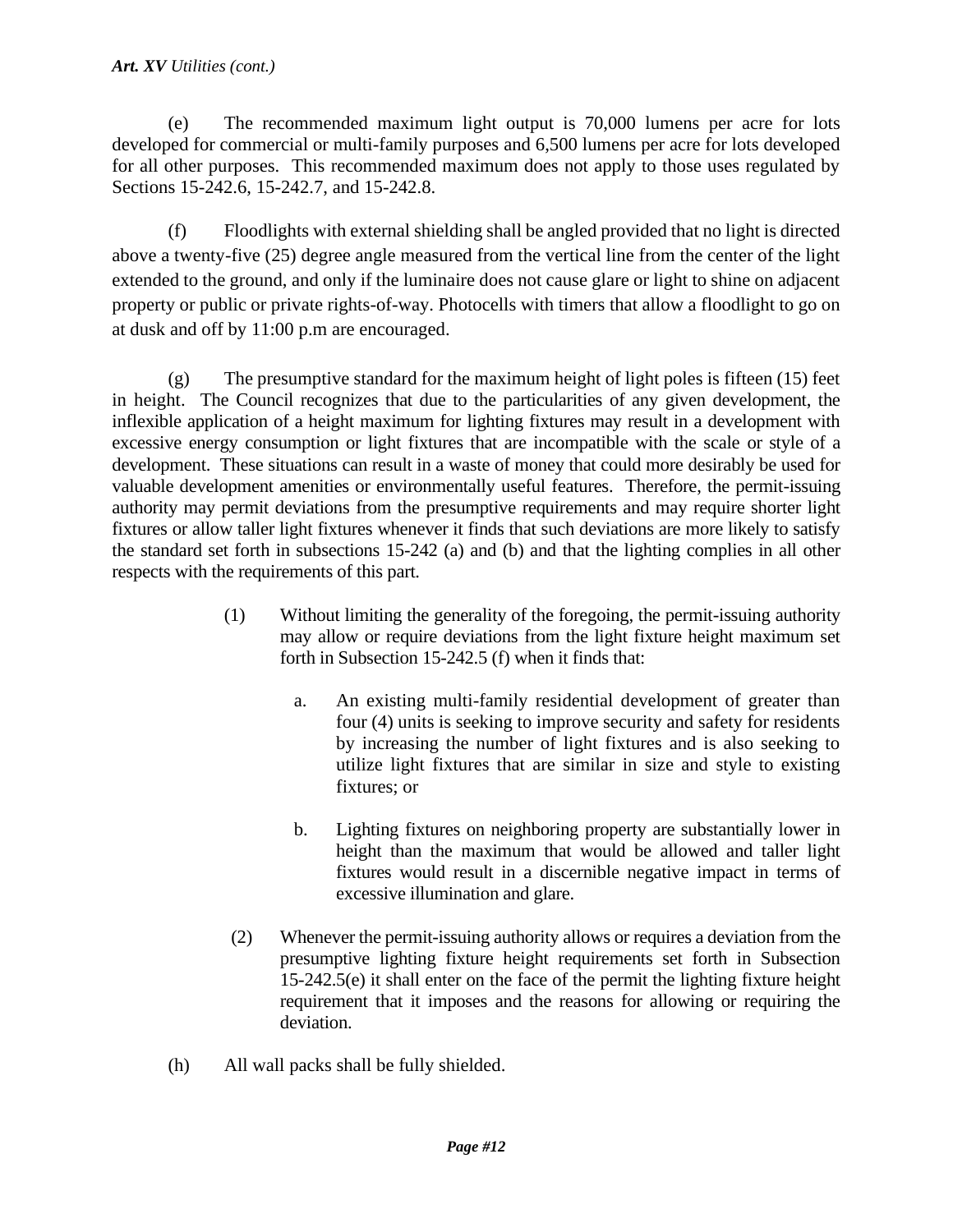(e) The recommended maximum light output is 70,000 lumens per acre for lots developed for commercial or multi-family purposes and 6,500 lumens per acre for lots developed for all other purposes. This recommended maximum does not apply to those uses regulated by Sections 15-242.6, 15-242.7, and 15-242.8.

(f) Floodlights with external shielding shall be angled provided that no light is directed above a twenty-five (25) degree angle measured from the vertical line from the center of the light extended to the ground, and only if the luminaire does not cause glare or light to shine on adjacent property or public or private rights-of-way. Photocells with timers that allow a floodlight to go on at dusk and off by 11:00 p.m are encouraged.

(g) The presumptive standard for the maximum height of light poles is fifteen (15) feet in height. The Council recognizes that due to the particularities of any given development, the inflexible application of a height maximum for lighting fixtures may result in a development with excessive energy consumption or light fixtures that are incompatible with the scale or style of a development. These situations can result in a waste of money that could more desirably be used for valuable development amenities or environmentally useful features. Therefore, the permit-issuing authority may permit deviations from the presumptive requirements and may require shorter light fixtures or allow taller light fixtures whenever it finds that such deviations are more likely to satisfy the standard set forth in subsections 15-242 (a) and (b) and that the lighting complies in all other respects with the requirements of this part.

> (1) Without limiting the generality of the foregoing, the permit-issuing authority may allow or require deviations from the light fixture height maximum set forth in Subsection 15-242.5 (f) when it finds that:
>
> > a. An existing multi-family residential development of greater than four (4) units is seeking to improve security and safety for residents by increasing the number of light fixtures and is also seeking to utilize light fixtures that are similar in size and style to existing fixtures; or
> >
> > b. Lighting fixtures on neighboring property are substantially lower in height than the maximum that would be allowed and taller light fixtures would result in a discernible negative impact in terms of excessive illumination and glare.
>
> (2) Whenever the permit-issuing authority allows or requires a deviation from the presumptive lighting fixture height requirements set forth in Subsection 15-242.5(e) it shall enter on the face of the permit the lighting fixture height requirement that it imposes and the reasons for allowing or requiring the deviation.

(h) All wall packs shall be fully shielded.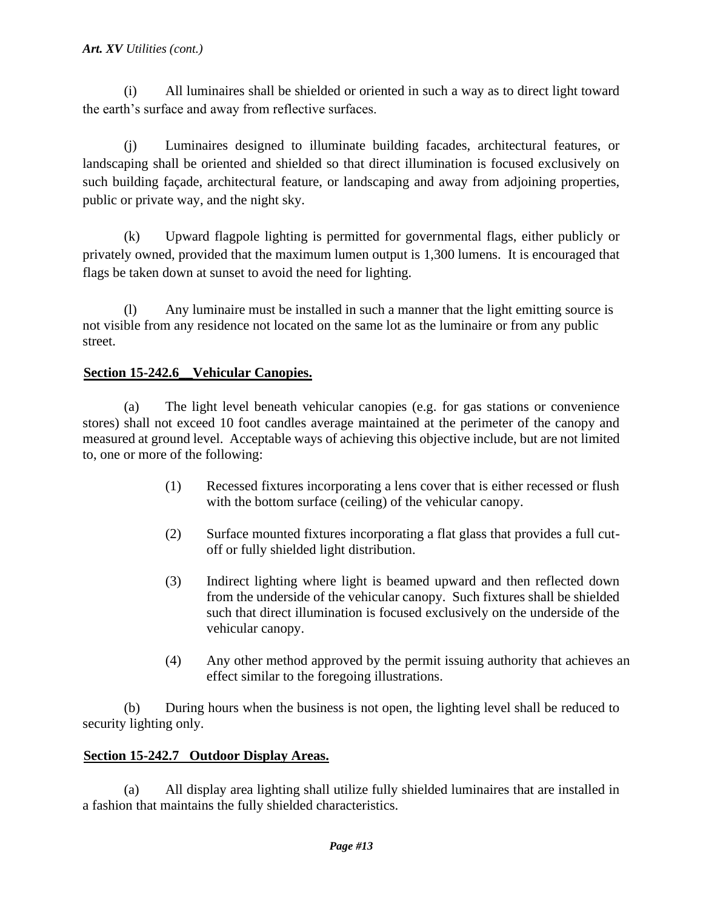(i) All luminaires shall be shielded or oriented in such a way as to direct light toward the earth's surface and away from reflective surfaces.

(j) Luminaires designed to illuminate building facades, architectural features, or landscaping shall be oriented and shielded so that direct illumination is focused exclusively on such building façade, architectural feature, or landscaping and away from adjoining properties, public or private way, and the night sky.

(k) Upward flagpole lighting is permitted for governmental flags, either publicly or privately owned, provided that the maximum lumen output is 1,300 lumens. It is encouraged that flags be taken down at sunset to avoid the need for lighting.

(l) Any luminaire must be installed in such a manner that the light emitting source is not visible from any residence not located on the same lot as the luminaire or from any public street.

## Section 15-242.6 Vehicular Canopies.

(a) The light level beneath vehicular canopies (e.g. for gas stations or convenience stores) shall not exceed 10 foot candles average maintained at the perimeter of the canopy and measured at ground level. Acceptable ways of achieving this objective include, but are not limited to, one or more of the following:

> (1) Recessed fixtures incorporating a lens cover that is either recessed or flush with the bottom surface (ceiling) of the vehicular canopy.
>
> (2) Surface mounted fixtures incorporating a flat glass that provides a full cut-off or fully shielded light distribution.
>
> (3) Indirect lighting where light is beamed upward and then reflected down from the underside of the vehicular canopy. Such fixtures shall be shielded such that direct illumination is focused exclusively on the underside of the vehicular canopy.
>
> (4) Any other method approved by the permit issuing authority that achieves an effect similar to the foregoing illustrations.

(b) During hours when the business is not open, the lighting level shall be reduced to security lighting only.

## Section 15-242.7 Outdoor Display Areas.

(a) All display area lighting shall utilize fully shielded luminaires that are installed in a fashion that maintains the fully shielded characteristics.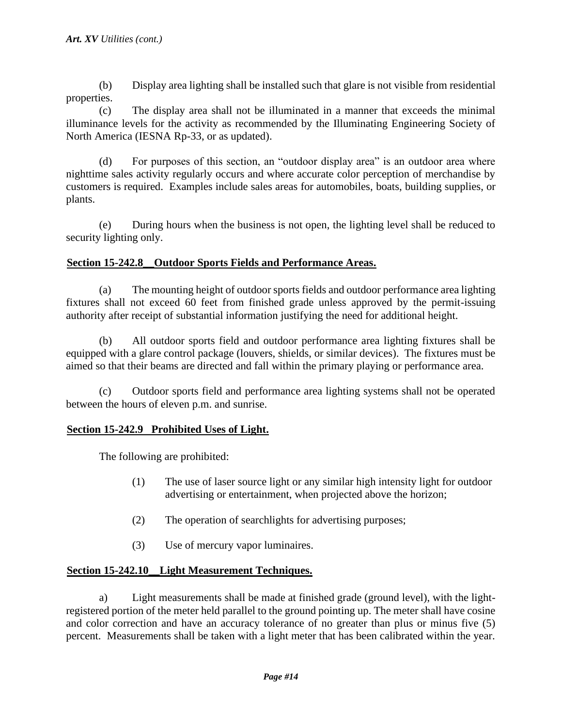(b) Display area lighting shall be installed such that glare is not visible from residential properties.

(c) The display area shall not be illuminated in a manner that exceeds the minimal illuminance levels for the activity as recommended by the Illuminating Engineering Society of North America (IESNA Rp-33, or as updated).

(d) For purposes of this section, an "outdoor display area" is an outdoor area where nighttime sales activity regularly occurs and where accurate color perception of merchandise by customers is required. Examples include sales areas for automobiles, boats, building supplies, or plants.

(e) During hours when the business is not open, the lighting level shall be reduced to security lighting only.

## Section 15-242.8 Outdoor Sports Fields and Performance Areas.

(a) The mounting height of outdoor sports fields and outdoor performance area lighting fixtures shall not exceed 60 feet from finished grade unless approved by the permit-issuing authority after receipt of substantial information justifying the need for additional height.

(b) All outdoor sports field and outdoor performance area lighting fixtures shall be equipped with a glare control package (louvers, shields, or similar devices). The fixtures must be aimed so that their beams are directed and fall within the primary playing or performance area.

(c) Outdoor sports field and performance area lighting systems shall not be operated between the hours of eleven p.m. and sunrise.

## Section 15-242.9 Prohibited Uses of Light.

The following are prohibited:

(1) The use of laser source light or any similar high intensity light for outdoor advertising or entertainment, when projected above the horizon;

(2) The operation of searchlights for advertising purposes;

(3) Use of mercury vapor luminaires.

## Section 15-242.10 Light Measurement Techniques.

a) Light measurements shall be made at finished grade (ground level), with the light-registered portion of the meter held parallel to the ground pointing up. The meter shall have cosine and color correction and have an accuracy tolerance of no greater than plus or minus five (5) percent. Measurements shall be taken with a light meter that has been calibrated within the year.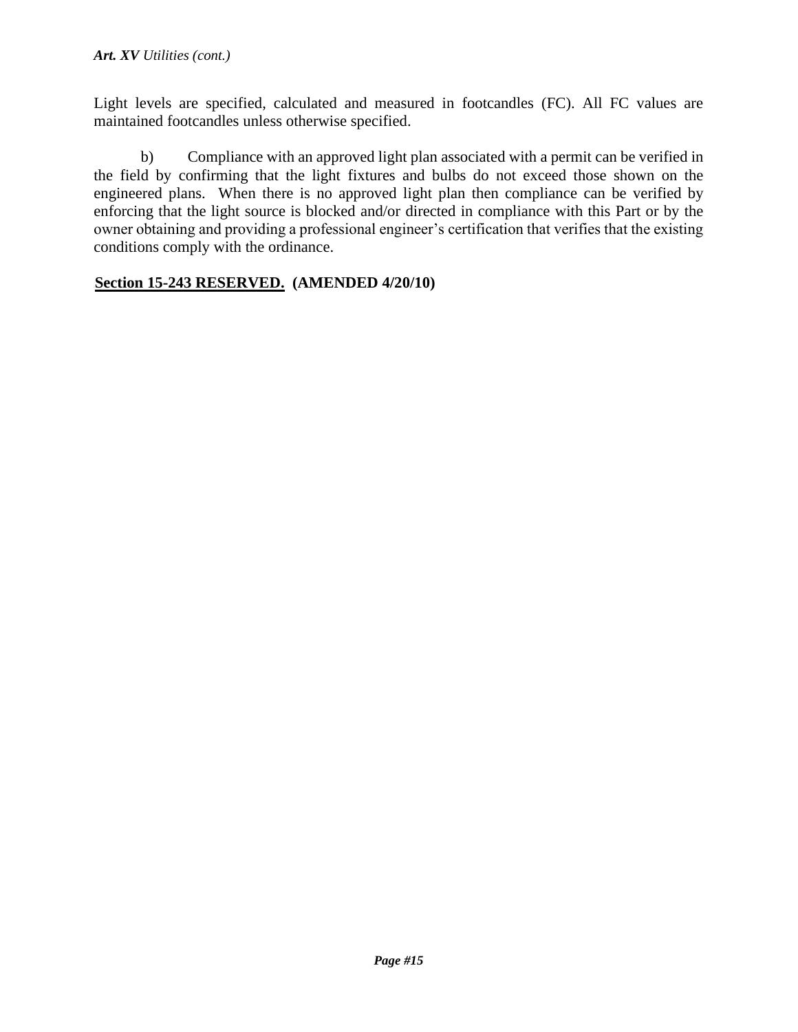Light levels are specified, calculated and measured in footcandles (FC). All FC values are maintained footcandles unless otherwise specified.

b) Compliance with an approved light plan associated with a permit can be verified in the field by confirming that the light fixtures and bulbs do not exceed those shown on the engineered plans. When there is no approved light plan then compliance can be verified by enforcing that the light source is blocked and/or directed in compliance with this Part or by the owner obtaining and providing a professional engineer's certification that verifies that the existing conditions comply with the ordinance.

**Section 15-243 RESERVED. (AMENDED 4/20/10)**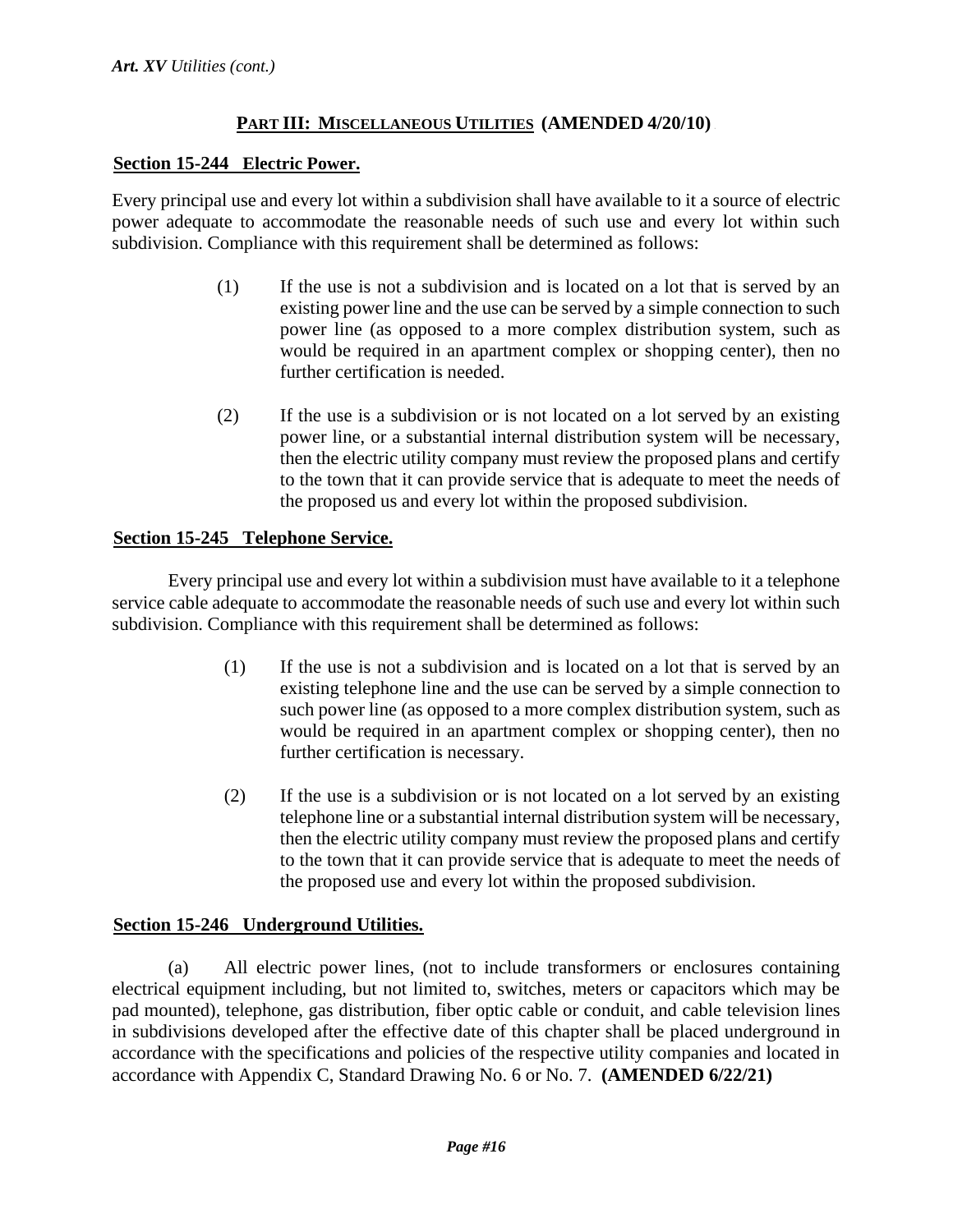## PART III: MISCELLANEOUS UTILITIES (AMENDED 4/20/10)

### Section 15-244 Electric Power.

Every principal use and every lot within a subdivision shall have available to it a source of electric power adequate to accommodate the reasonable needs of such use and every lot within such subdivision. Compliance with this requirement shall be determined as follows:

(1) If the use is not a subdivision and is located on a lot that is served by an existing power line and the use can be served by a simple connection to such power line (as opposed to a more complex distribution system, such as would be required in an apartment complex or shopping center), then no further certification is needed.

(2) If the use is a subdivision or is not located on a lot served by an existing power line, or a substantial internal distribution system will be necessary, then the electric utility company must review the proposed plans and certify to the town that it can provide service that is adequate to meet the needs of the proposed us and every lot within the proposed subdivision.

### Section 15-245 Telephone Service.

Every principal use and every lot within a subdivision must have available to it a telephone service cable adequate to accommodate the reasonable needs of such use and every lot within such subdivision. Compliance with this requirement shall be determined as follows:

(1) If the use is not a subdivision and is located on a lot that is served by an existing telephone line and the use can be served by a simple connection to such power line (as opposed to a more complex distribution system, such as would be required in an apartment complex or shopping center), then no further certification is necessary.

(2) If the use is a subdivision or is not located on a lot served by an existing telephone line or a substantial internal distribution system will be necessary, then the electric utility company must review the proposed plans and certify to the town that it can provide service that is adequate to meet the needs of the proposed use and every lot within the proposed subdivision.

### Section 15-246 Underground Utilities.

(a) All electric power lines, (not to include transformers or enclosures containing electrical equipment including, but not limited to, switches, meters or capacitors which may be pad mounted), telephone, gas distribution, fiber optic cable or conduit, and cable television lines in subdivisions developed after the effective date of this chapter shall be placed underground in accordance with the specifications and policies of the respective utility companies and located in accordance with Appendix C, Standard Drawing No. 6 or No. 7. **(AMENDED 6/22/21)**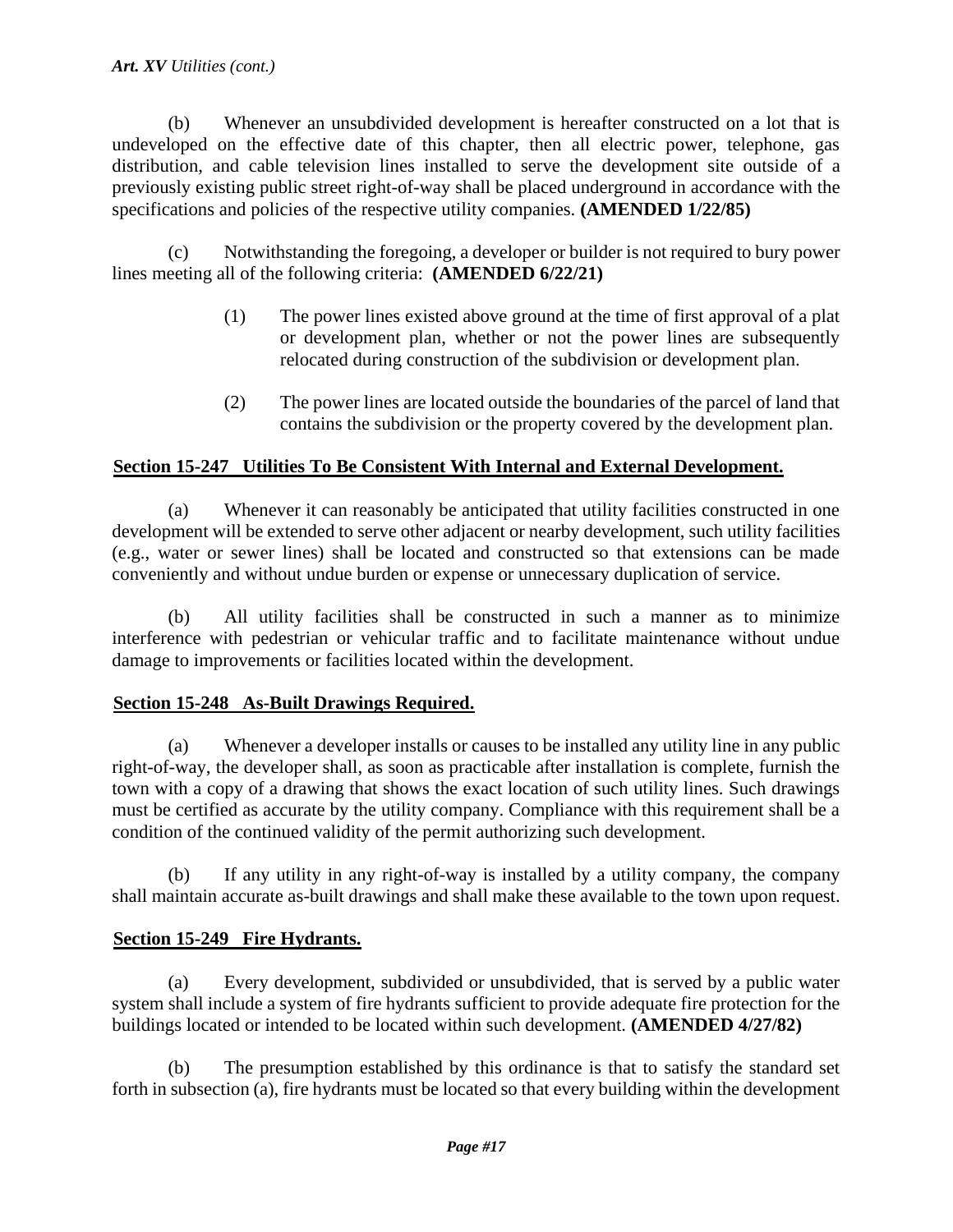(b) Whenever an unsubdivided development is hereafter constructed on a lot that is undeveloped on the effective date of this chapter, then all electric power, telephone, gas distribution, and cable television lines installed to serve the development site outside of a previously existing public street right-of-way shall be placed underground in accordance with the specifications and policies of the respective utility companies. **(AMENDED 1/22/85)**

(c) Notwithstanding the foregoing, a developer or builder is not required to bury power lines meeting all of the following criteria: **(AMENDED 6/22/21)**

> (1) The power lines existed above ground at the time of first approval of a plat or development plan, whether or not the power lines are subsequently relocated during construction of the subdivision or development plan.
>
> (2) The power lines are located outside the boundaries of the parcel of land that contains the subdivision or the property covered by the development plan.

## Section 15-247 Utilities To Be Consistent With Internal and External Development.

(a) Whenever it can reasonably be anticipated that utility facilities constructed in one development will be extended to serve other adjacent or nearby development, such utility facilities (e.g., water or sewer lines) shall be located and constructed so that extensions can be made conveniently and without undue burden or expense or unnecessary duplication of service.

(b) All utility facilities shall be constructed in such a manner as to minimize interference with pedestrian or vehicular traffic and to facilitate maintenance without undue damage to improvements or facilities located within the development.

## Section 15-248 As-Built Drawings Required.

(a) Whenever a developer installs or causes to be installed any utility line in any public right-of-way, the developer shall, as soon as practicable after installation is complete, furnish the town with a copy of a drawing that shows the exact location of such utility lines. Such drawings must be certified as accurate by the utility company. Compliance with this requirement shall be a condition of the continued validity of the permit authorizing such development.

(b) If any utility in any right-of-way is installed by a utility company, the company shall maintain accurate as-built drawings and shall make these available to the town upon request.

## Section 15-249 Fire Hydrants.

(a) Every development, subdivided or unsubdivided, that is served by a public water system shall include a system of fire hydrants sufficient to provide adequate fire protection for the buildings located or intended to be located within such development. **(AMENDED 4/27/82)**

(b) The presumption established by this ordinance is that to satisfy the standard set forth in subsection (a), fire hydrants must be located so that every building within the development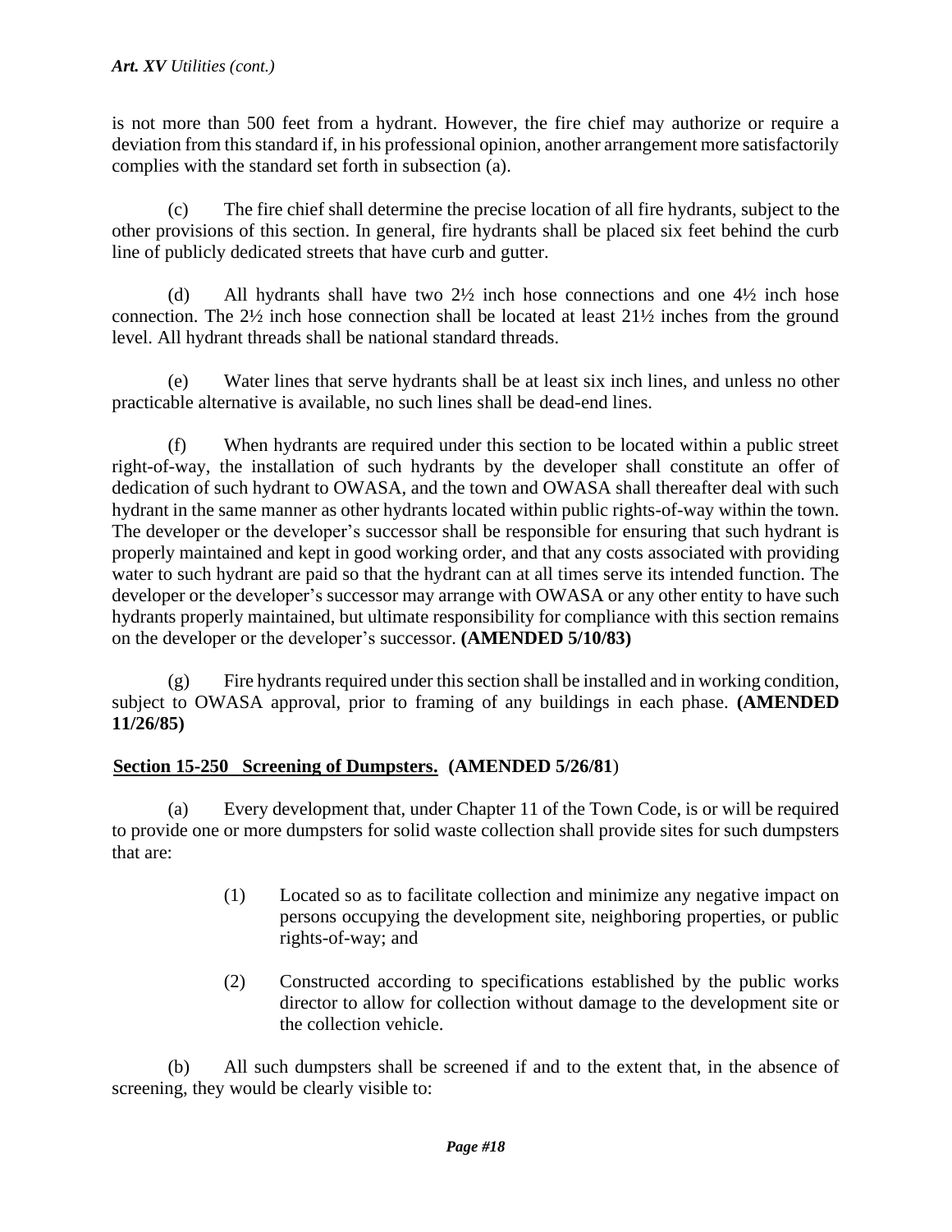is not more than 500 feet from a hydrant. However, the fire chief may authorize or require a deviation from this standard if, in his professional opinion, another arrangement more satisfactorily complies with the standard set forth in subsection (a).

(c) The fire chief shall determine the precise location of all fire hydrants, subject to the other provisions of this section. In general, fire hydrants shall be placed six feet behind the curb line of publicly dedicated streets that have curb and gutter.

(d) All hydrants shall have two 2½ inch hose connections and one 4½ inch hose connection. The 2½ inch hose connection shall be located at least 21½ inches from the ground level. All hydrant threads shall be national standard threads.

(e) Water lines that serve hydrants shall be at least six inch lines, and unless no other practicable alternative is available, no such lines shall be dead-end lines.

(f) When hydrants are required under this section to be located within a public street right-of-way, the installation of such hydrants by the developer shall constitute an offer of dedication of such hydrant to OWASA, and the town and OWASA shall thereafter deal with such hydrant in the same manner as other hydrants located within public rights-of-way within the town. The developer or the developer's successor shall be responsible for ensuring that such hydrant is properly maintained and kept in good working order, and that any costs associated with providing water to such hydrant are paid so that the hydrant can at all times serve its intended function. The developer or the developer's successor may arrange with OWASA or any other entity to have such hydrants properly maintained, but ultimate responsibility for compliance with this section remains on the developer or the developer's successor. **(AMENDED 5/10/83)**

(g) Fire hydrants required under this section shall be installed and in working condition, subject to OWASA approval, prior to framing of any buildings in each phase. **(AMENDED 11/26/85)**

**Section 15-250 Screening of Dumpsters. (AMENDED 5/26/81)**

(a) Every development that, under Chapter 11 of the Town Code, is or will be required to provide one or more dumpsters for solid waste collection shall provide sites for such dumpsters that are:

> (1) Located so as to facilitate collection and minimize any negative impact on persons occupying the development site, neighboring properties, or public rights-of-way; and
>
> (2) Constructed according to specifications established by the public works director to allow for collection without damage to the development site or the collection vehicle.

(b) All such dumpsters shall be screened if and to the extent that, in the absence of screening, they would be clearly visible to: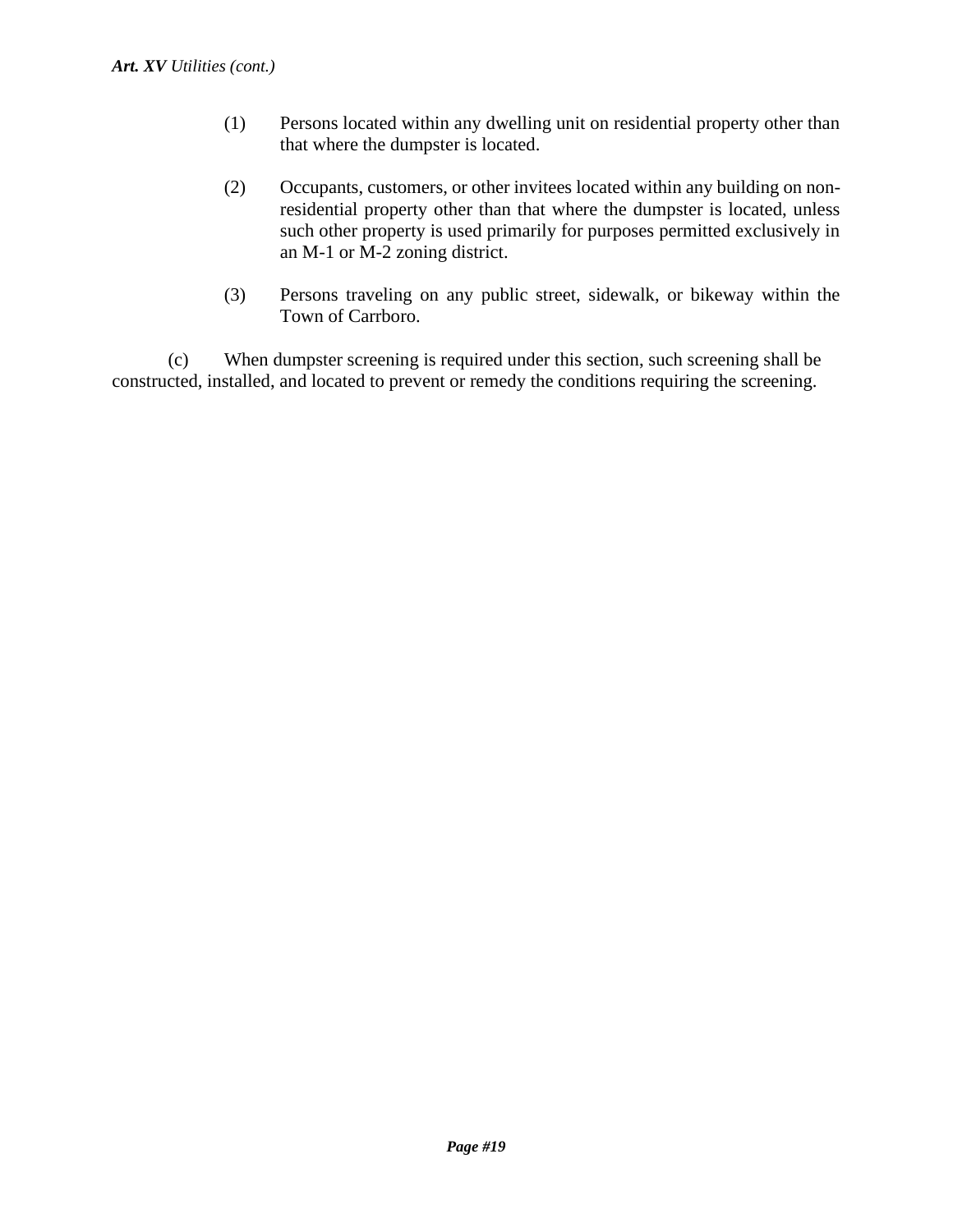(1) Persons located within any dwelling unit on residential property other than that where the dumpster is located.

(2) Occupants, customers, or other invitees located within any building on non-residential property other than that where the dumpster is located, unless such other property is used primarily for purposes permitted exclusively in an M-1 or M-2 zoning district.

(3) Persons traveling on any public street, sidewalk, or bikeway within the Town of Carrboro.

(c) When dumpster screening is required under this section, such screening shall be constructed, installed, and located to prevent or remedy the conditions requiring the screening.